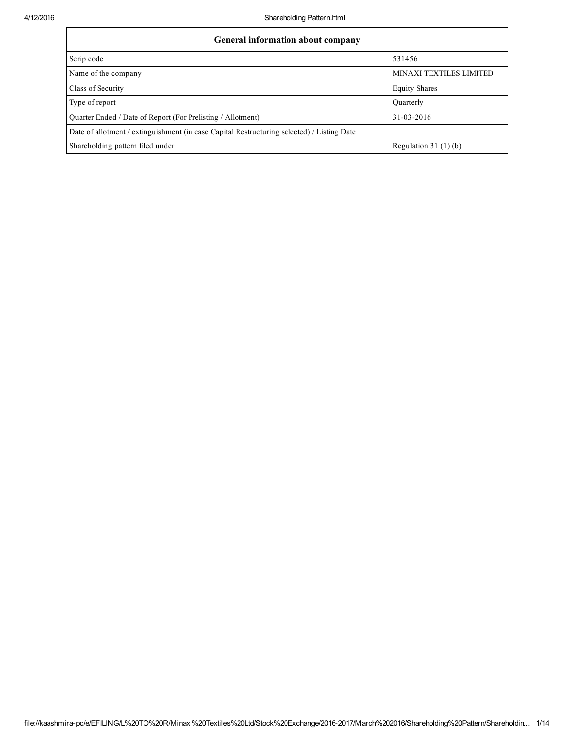| General information about company | |
|---|---|
| Scrip code | 531456 |
| Name of the company | MINAXI TEXTILES LIMITED |
| Class of Security | Equity Shares |
| Type of report | Quarterly |
| Quarter Ended / Date of Report (For Prelisting / Allotment) | 31-03-2016 |
| Date of allotment / extinguishment (in case Capital Restructuring selected) / Listing Date | |
| Shareholding pattern filed under | Regulation 31 (1) (b) |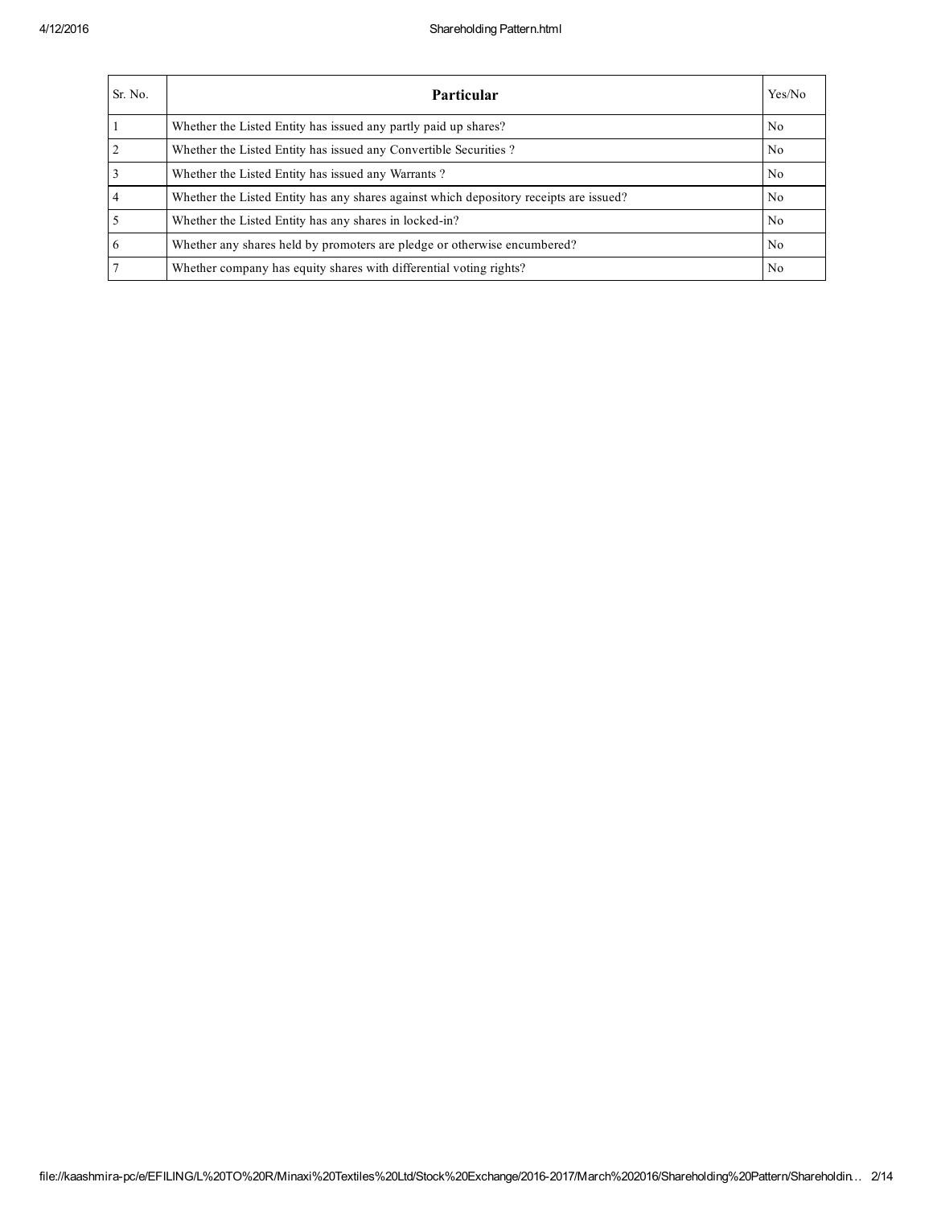| Sr. No. | Particular | Yes/No |
| --- | --- | --- |
| 1 | Whether the Listed Entity has issued any partly paid up shares? | No |
| 2 | Whether the Listed Entity has issued any Convertible Securities ? | No |
| 3 | Whether the Listed Entity has issued any Warrants ? | No |
| 4 | Whether the Listed Entity has any shares against which depository receipts are issued? | No |
| 5 | Whether the Listed Entity has any shares in locked-in? | No |
| 6 | Whether any shares held by promoters are pledge or otherwise encumbered? | No |
| 7 | Whether company has equity shares with differential voting rights? | No |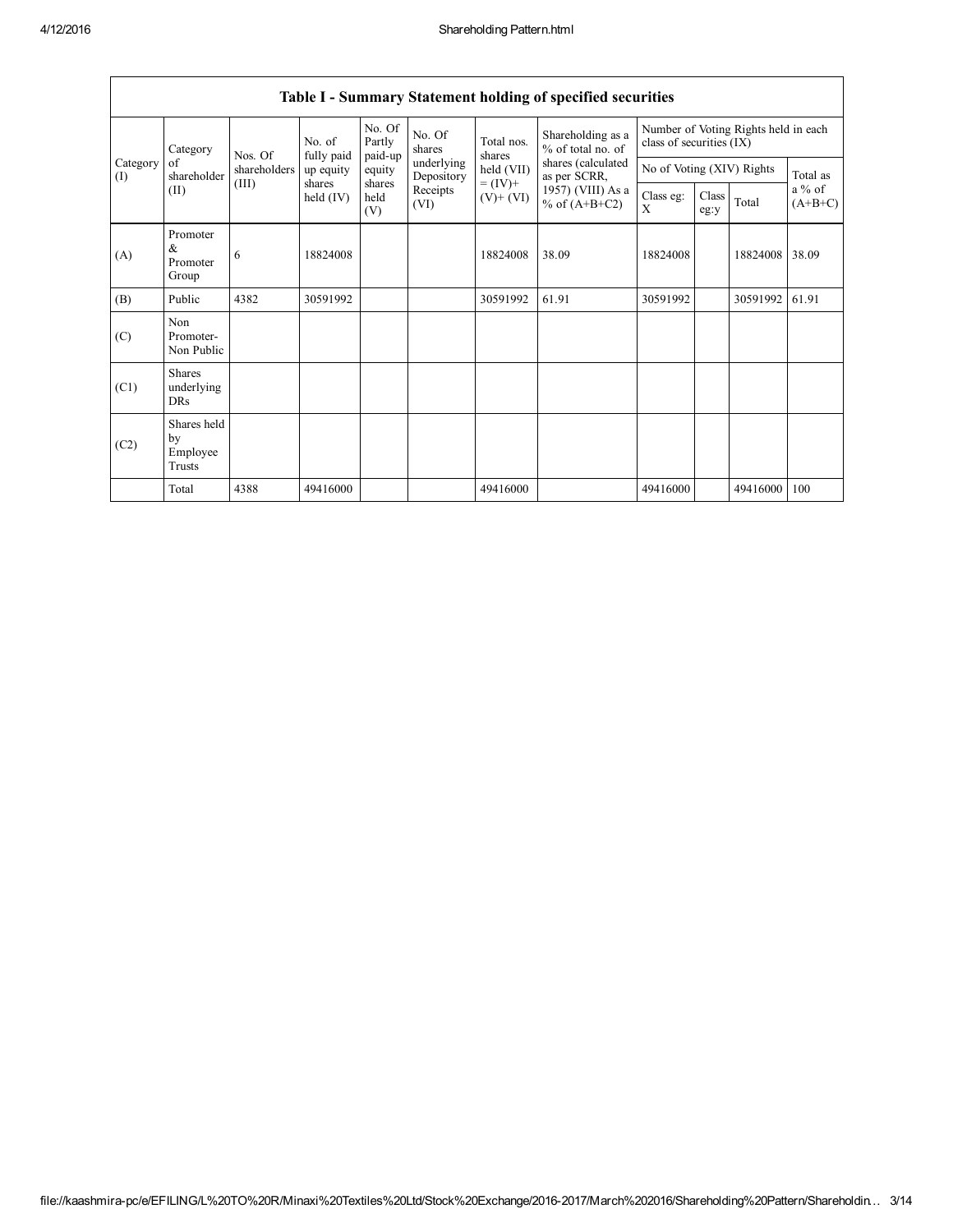## Table I - Summary Statement holding of specified securities

| Category (I) | Category of shareholder (II) | Nos. Of shareholders (III) | No. of fully paid up equity shares held (IV) | No. Of Partly paid-up equity shares held (V) | No. Of shares underlying Depository Receipts (VI) | Total nos. shares held (VII) = (IV)+ (V)+ (VI) | Shareholding as a % of total no. of shares (calculated as per SCRR, 1957) (VIII) As a % of (A+B+C2) | Number of Voting Rights held in each class of securities (IX) | | | |
|---|---|---|---|---|---|---|---|---|---|---|---|
| | | | | | | | | No of Voting (XIV) Rights | | | Total as a % of (A+B+C) |
| | | | | | | | | Class eg: X | Class eg:y | Total | |
| (A) | Promoter & Promoter Group | 6 | 18824008 | | | 18824008 | 38.09 | 18824008 | | 18824008 | 38.09 |
| (B) | Public | 4382 | 30591992 | | | 30591992 | 61.91 | 30591992 | | 30591992 | 61.91 |
| (C) | Non Promoter- Non Public | | | | | | | | | | |
| (C1) | Shares underlying DRs | | | | | | | | | | |
| (C2) | Shares held by Employee Trusts | | | | | | | | | | |
| | Total | 4388 | 49416000 | | | 49416000 | | 49416000 | | 49416000 | 100 |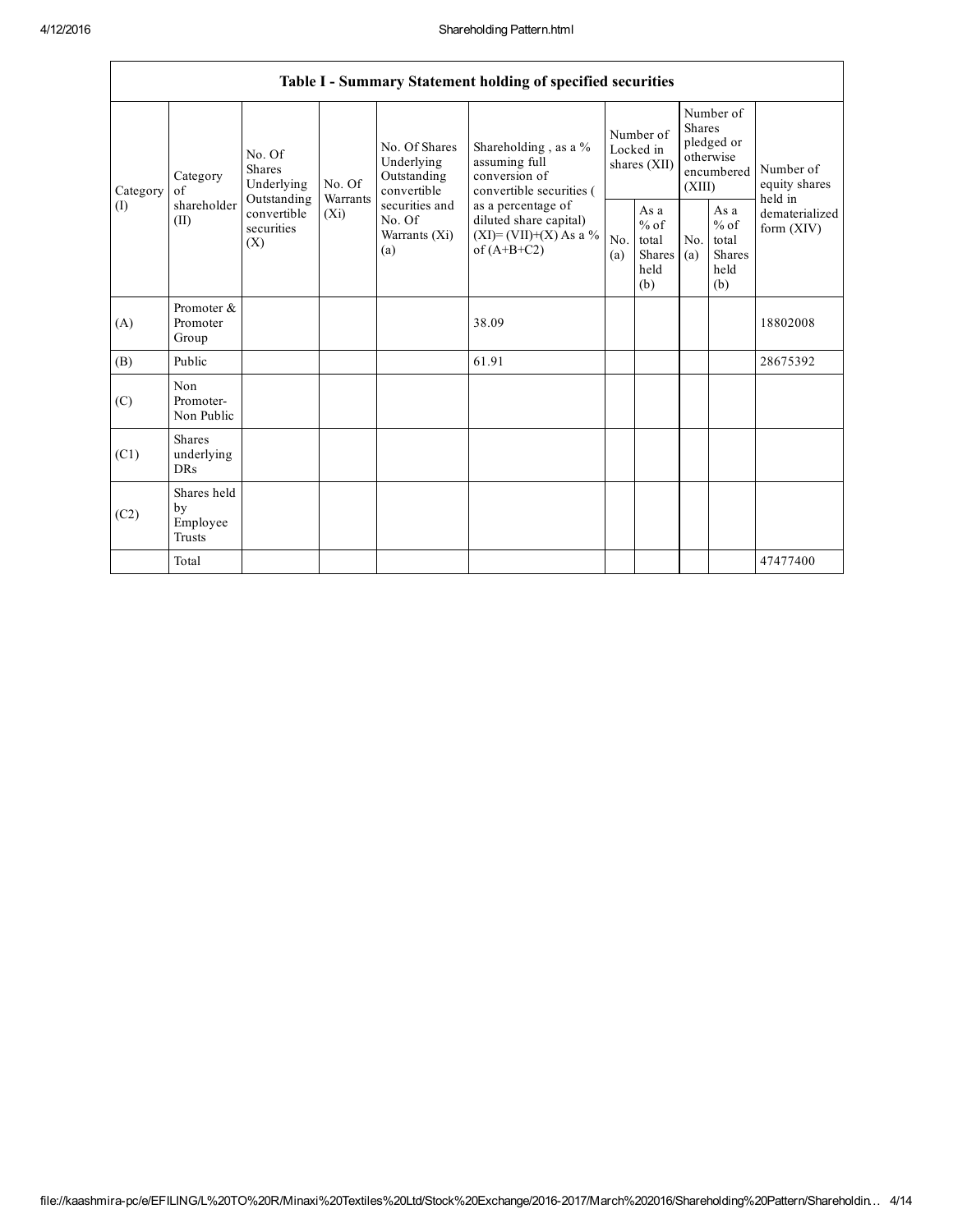| Table I - Summary Statement holding of specified securities | | | | | | | | | | | |
|---|---|---|---|---|---|---|---|---|---|---|---|
| Category (I) | Category of shareholder (II) | No. Of Shares Underlying Outstanding convertible securities (X) | No. Of Warrants (Xi) | No. Of Shares Underlying Outstanding convertible securities and No. Of Warrants (Xi) (a) | Shareholding , as a % assuming full conversion of convertible securities ( as a percentage of diluted share capital) (XI)= (VII)+(X) As a % of (A+B+C2) | Number of Locked in shares (XII) | | Number of Shares pledged or otherwise encumbered (XIII) | | Number of equity shares held in dematerialized form (XIV) |
| | | | | | | No. (a) | As a % of total Shares held (b) | No. (a) | As a % of total Shares held (b) | |
| (A) | Promoter & Promoter Group | | | | 38.09 | | | | | 18802008 |
| (B) | Public | | | | 61.91 | | | | | 28675392 |
| (C) | Non Promoter- Non Public | | | | | | | | | |
| (C1) | Shares underlying DRs | | | | | | | | | |
| (C2) | Shares held by Employee Trusts | | | | | | | | | |
| | Total | | | | | | | | | 47477400 |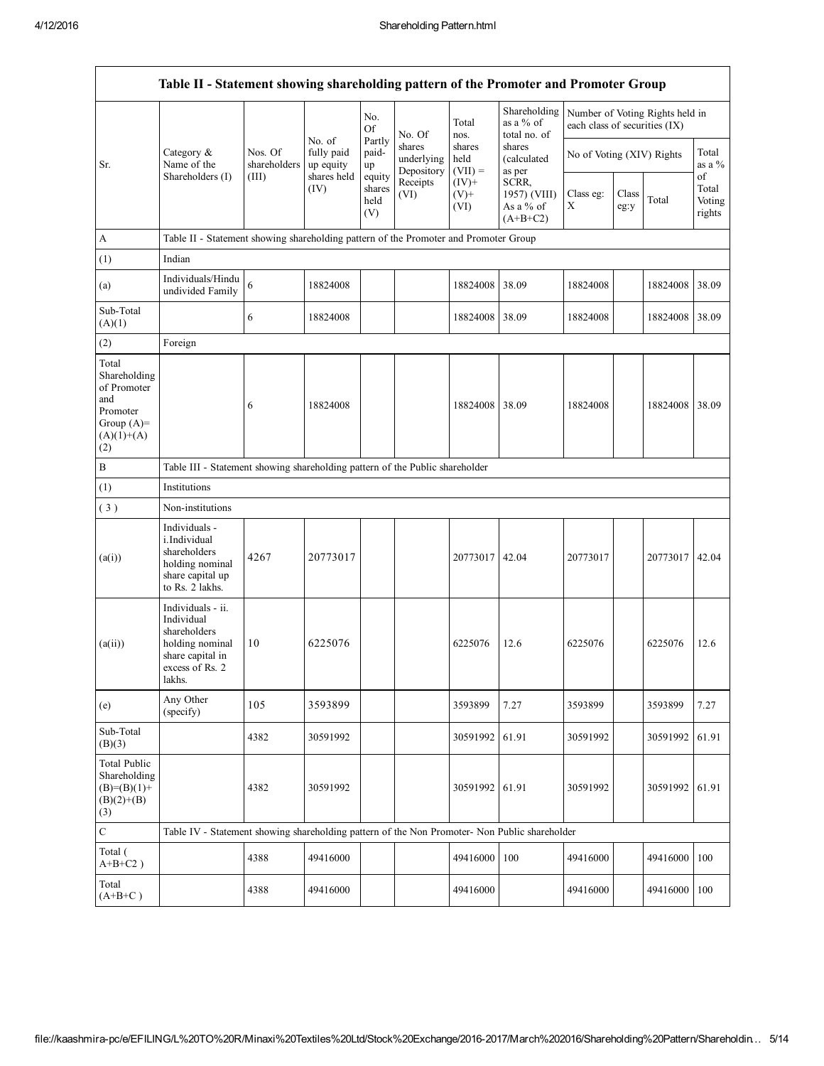| Table II - Statement showing shareholding pattern of the Promoter and Promoter Group | | | | | | | | | | | | |
|---|---|---|---|---|---|---|---|---|---|---|---|---|
| Sr. | Category & Name of the Shareholders (I) | Nos. Of shareholders (III) | No. of fully paid up equity shares held (IV) | No. Of Partly paid-up equity shares held (V) | No. Of shares underlying Depository Receipts (VI) | Total nos. shares held (VII) = (IV)+ (V)+ (VI) | Shareholding as a % of total no. of shares (calculated as per SCRR, 1957) (VIII) As a % of (A+B+C2) | Number of Voting Rights held in each class of securities (IX) | | | |
| | | | | | | | | No of Voting (XIV) Rights | | | Total as a % of Total Voting rights |
| | | | | | | | | Class eg: X | Class eg:y | Total | |
| A | Table II - Statement showing shareholding pattern of the Promoter and Promoter Group | | | | | | | | | | |
| (1) | Indian | | | | | | | | | | |
| (a) | Individuals/Hindu undivided Family | 6 | 18824008 | | | 18824008 | 38.09 | 18824008 | | 18824008 | 38.09 |
| Sub-Total (A)(1) | | 6 | 18824008 | | | 18824008 | 38.09 | 18824008 | | 18824008 | 38.09 |
| (2) | Foreign | | | | | | | | | | |
| Total Shareholding of Promoter and Promoter Group (A)= (A)(1)+(A)(2) | | 6 | 18824008 | | | 18824008 | 38.09 | 18824008 | | 18824008 | 38.09 |
| B | Table III - Statement showing shareholding pattern of the Public shareholder | | | | | | | | | | |
| (1) | Institutions | | | | | | | | | | |
| ( 3 ) | Non-institutions | | | | | | | | | | |
| (a(i)) | Individuals - i.Individual shareholders holding nominal share capital up to Rs. 2 lakhs. | 4267 | 20773017 | | | 20773017 | 42.04 | 20773017 | | 20773017 | 42.04 |
| (a(ii)) | Individuals - ii. Individual shareholders holding nominal share capital in excess of Rs. 2 lakhs. | 10 | 6225076 | | | 6225076 | 12.6 | 6225076 | | 6225076 | 12.6 |
| (e) | Any Other (specify) | 105 | 3593899 | | | 3593899 | 7.27 | 3593899 | | 3593899 | 7.27 |
| Sub-Total (B)(3) | | 4382 | 30591992 | | | 30591992 | 61.91 | 30591992 | | 30591992 | 61.91 |
| Total Public Shareholding (B)=(B)(1)+(B)(2)+(B)(3) | | 4382 | 30591992 | | | 30591992 | 61.91 | 30591992 | | 30591992 | 61.91 |
| C | Table IV - Statement showing shareholding pattern of the Non Promoter- Non Public shareholder | | | | | | | | | | |
| Total ( A+B+C2 ) | | 4388 | 49416000 | | | 49416000 | 100 | 49416000 | | 49416000 | 100 |
| Total (A+B+C ) | | 4388 | 49416000 | | | 49416000 | | 49416000 | | 49416000 | 100 |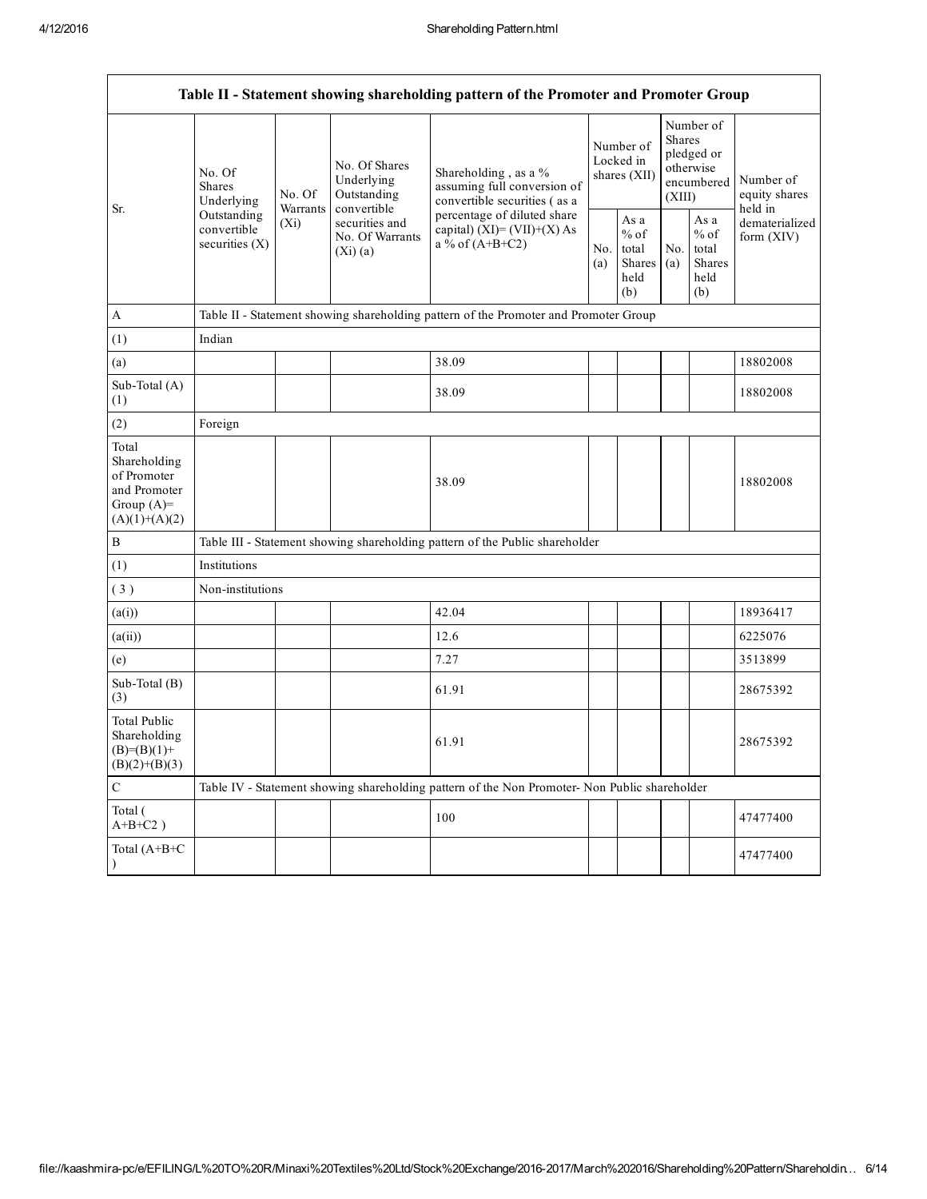| Table II - Statement showing shareholding pattern of the Promoter and Promoter Group | | | | | | | | | |
|---|---|---|---|---|---|---|---|---|---|
| Sr. | No. Of Shares Underlying Outstanding convertible securities (X) | No. Of Warrants (Xi) | No. Of Shares Underlying Outstanding convertible securities and No. Of Warrants (Xi) (a) | Shareholding , as a % assuming full conversion of convertible securities ( as a percentage of diluted share capital) (XI)= (VII)+(X) As a % of (A+B+C2) | Number of Locked in shares (XII) | | Number of Shares pledged or otherwise encumbered (XIII) | | Number of equity shares held in dematerialized form (XIV) |
| | | | | | No. (a) | As a % of total Shares held (b) | No. (a) | As a % of total Shares held (b) | |
| A | Table II - Statement showing shareholding pattern of the Promoter and Promoter Group | | | | | | | | |
| (1) | Indian | | | | | | | | |
| (a) | | | | 38.09 | | | | | 18802008 |
| Sub-Total (A) (1) | | | | 38.09 | | | | | 18802008 |
| (2) | Foreign | | | | | | | | |
| Total Shareholding of Promoter and Promoter Group (A)= (A)(1)+(A)(2) | | | | 38.09 | | | | | 18802008 |
| B | Table III - Statement showing shareholding pattern of the Public shareholder | | | | | | | | |
| (1) | Institutions | | | | | | | | |
| ( 3 ) | Non-institutions | | | | | | | | |
| (a(i)) | | | | 42.04 | | | | | 18936417 |
| (a(ii)) | | | | 12.6 | | | | | 6225076 |
| (e) | | | | 7.27 | | | | | 3513899 |
| Sub-Total (B) (3) | | | | 61.91 | | | | | 28675392 |
| Total Public Shareholding (B)=(B)(1)+ (B)(2)+(B)(3) | | | | 61.91 | | | | | 28675392 |
| C | Table IV - Statement showing shareholding pattern of the Non Promoter- Non Public shareholder | | | | | | | | |
| Total ( A+B+C2 ) | | | | 100 | | | | | 47477400 |
| Total (A+B+C ) | | | | | | | | | 47477400 |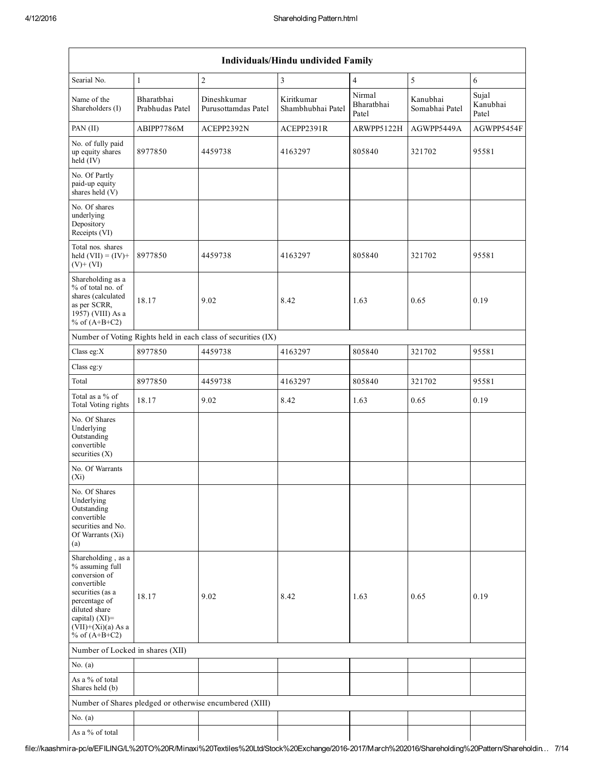| Individuals/Hindu undivided Family | | | | | | |
|---|---|---|---|---|---|---|
| Searial No. | 1 | 2 | 3 | 4 | 5 | 6 |
| Name of the Shareholders (I) | Bharatbhai Prabhudas Patel | Dineshkumar Purusottamdas Patel | Kiritkumar Shambhubhai Patel | Nirmal Bharatbhai Patel | Kanubhai Somabhai Patel | Sujal Kanubhai Patel |
| PAN (II) | ABIPP7786M | ACEPP2392N | ACEPP2391R | ARWPP5122H | AGWPP5449A | AGWPP5454F |
| No. of fully paid up equity shares held (IV) | 8977850 | 4459738 | 4163297 | 805840 | 321702 | 95581 |
| No. Of Partly paid-up equity shares held (V) | | | | | | |
| No. Of shares underlying Depository Receipts (VI) | | | | | | |
| Total nos. shares held (VII) = (IV)+ (V)+ (VI) | 8977850 | 4459738 | 4163297 | 805840 | 321702 | 95581 |
| Shareholding as a % of total no. of shares (calculated as per SCRR, 1957) (VIII) As a % of (A+B+C2) | 18.17 | 9.02 | 8.42 | 1.63 | 0.65 | 0.19 |
| Number of Voting Rights held in each class of securities (IX) | | | | | | |
| Class eg:X | 8977850 | 4459738 | 4163297 | 805840 | 321702 | 95581 |
| Class eg:y | | | | | | |
| Total | 8977850 | 4459738 | 4163297 | 805840 | 321702 | 95581 |
| Total as a % of Total Voting rights | 18.17 | 9.02 | 8.42 | 1.63 | 0.65 | 0.19 |
| No. Of Shares Underlying Outstanding convertible securities (X) | | | | | | |
| No. Of Warrants (Xi) | | | | | | |
| No. Of Shares Underlying Outstanding convertible securities and No. Of Warrants (Xi) (a) | | | | | | |
| Shareholding , as a % assuming full conversion of convertible securities (as a percentage of diluted share capital) (XI)= (VII)+(Xi)(a) As a % of (A+B+C2) | 18.17 | 9.02 | 8.42 | 1.63 | 0.65 | 0.19 |
| Number of Locked in shares (XII) | | | | | | |
| No. (a) | | | | | | |
| As a % of total Shares held (b) | | | | | | |
| Number of Shares pledged or otherwise encumbered (XIII) | | | | | | |
| No. (a) | | | | | | |
| As a % of total | | | | | | |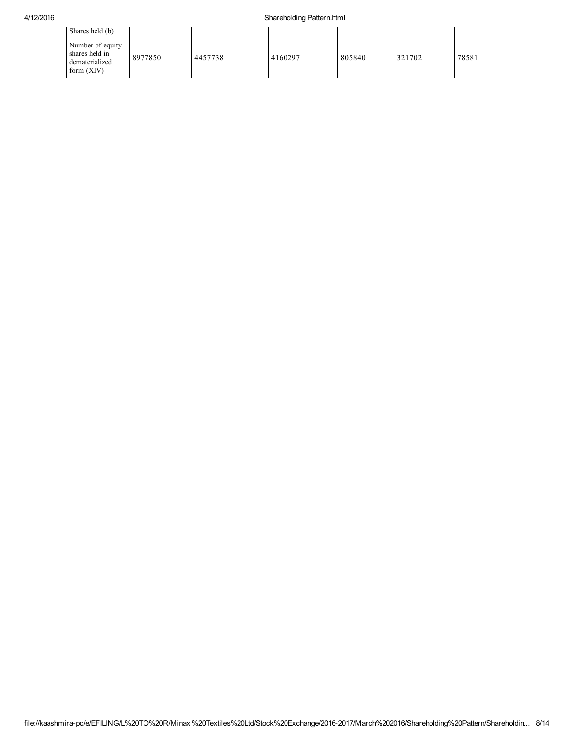| Shares held (b) | | | | | | |
|---|---|---|---|---|---|---|
| Number of equity shares held in dematerialized form (XIV) | 8977850 | 4457738 | 4160297 | 805840 | 321702 | 78581 |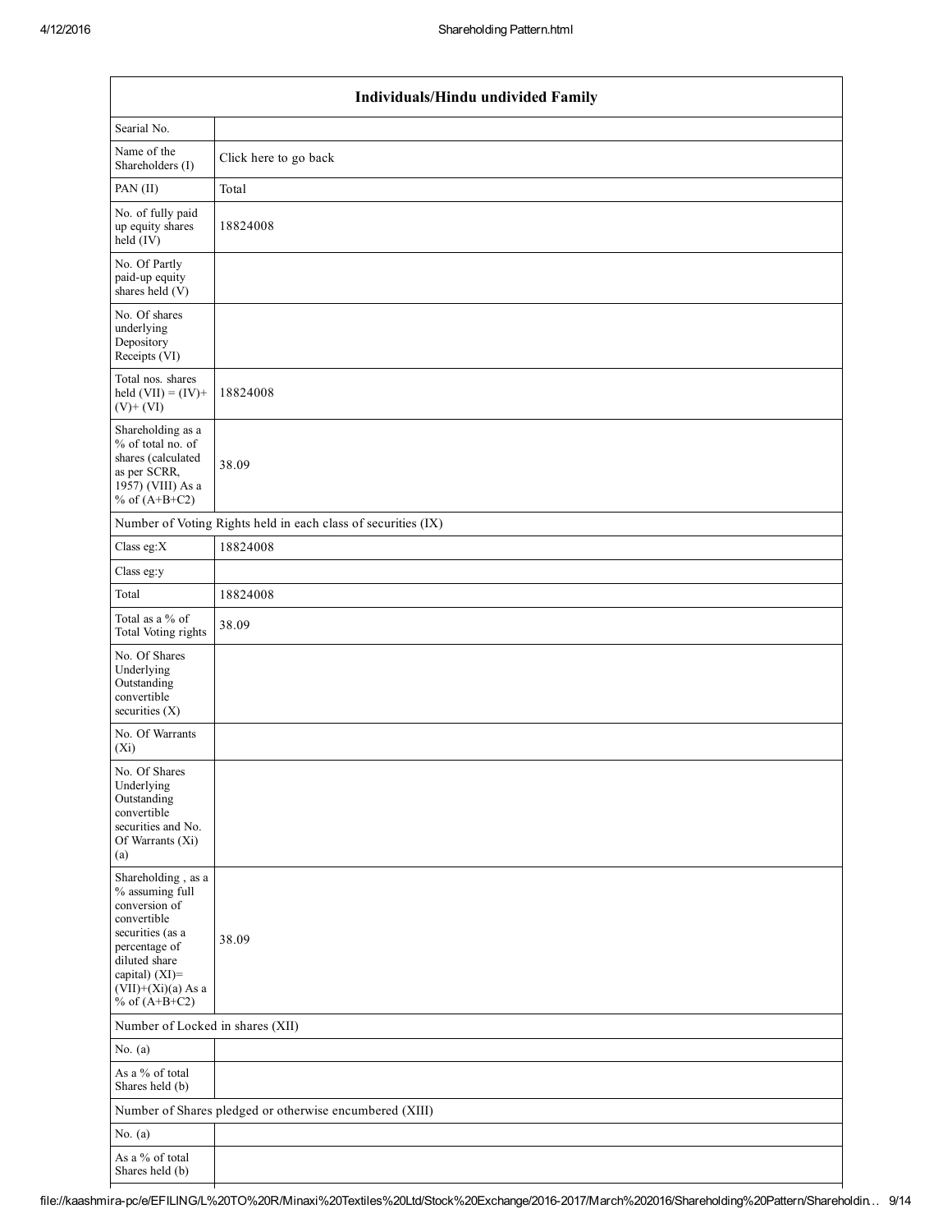| Individuals/Hindu undivided Family | |
|---|---|
| Searial No. | |
| Name of the Shareholders (I) | Click here to go back |
| PAN (II) | Total |
| No. of fully paid up equity shares held (IV) | 18824008 |
| No. Of Partly paid-up equity shares held (V) | |
| No. Of shares underlying Depository Receipts (VI) | |
| Total nos. shares held (VII) = (IV)+ (V)+ (VI) | 18824008 |
| Shareholding as a % of total no. of shares (calculated as per SCRR, 1957) (VIII) As a % of (A+B+C2) | 38.09 |
| Number of Voting Rights held in each class of securities (IX) | |
| Class eg:X | 18824008 |
| Class eg:y | |
| Total | 18824008 |
| Total as a % of Total Voting rights | 38.09 |
| No. Of Shares Underlying Outstanding convertible securities (X) | |
| No. Of Warrants (Xi) | |
| No. Of Shares Underlying Outstanding convertible securities and No. Of Warrants (Xi) (a) | |
| Shareholding , as a % assuming full conversion of convertible securities (as a percentage of diluted share capital) (XI)= (VII)+(Xi)(a) As a % of (A+B+C2) | 38.09 |
| Number of Locked in shares (XII) | |
| No. (a) | |
| As a % of total Shares held (b) | |
| Number of Shares pledged or otherwise encumbered (XIII) | |
| No. (a) | |
| As a % of total Shares held (b) | |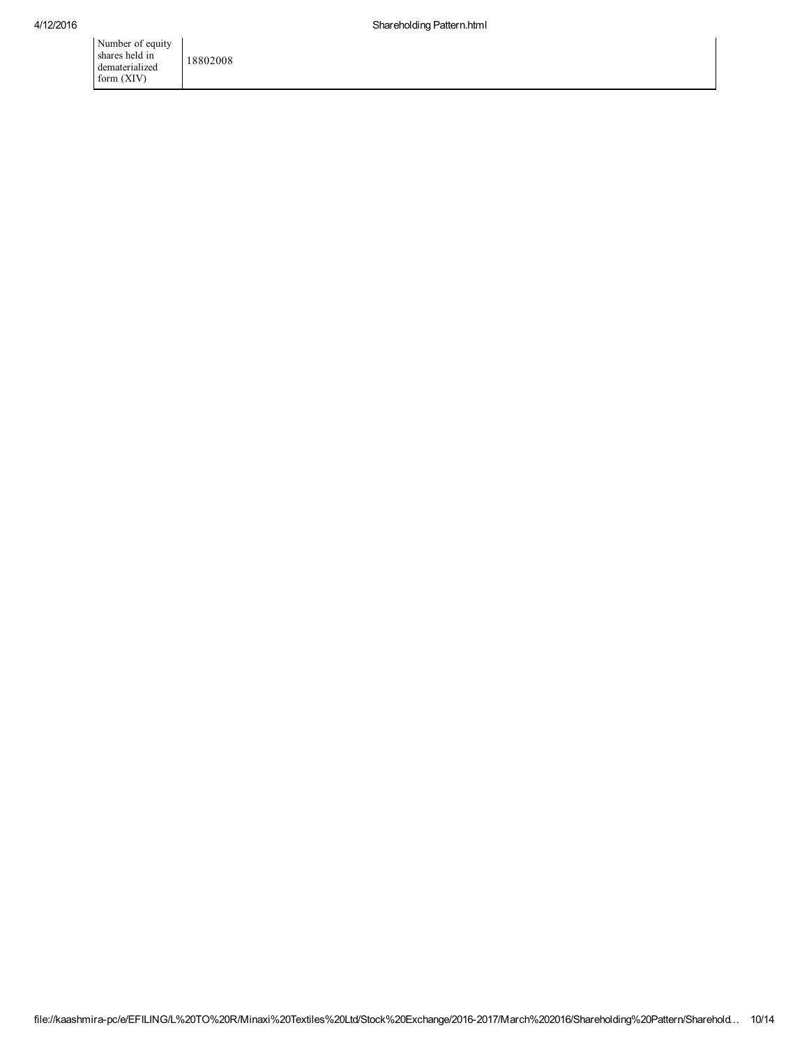| Number of equity shares held in dematerialized form (XIV) | 18802008 |
| --- | --- |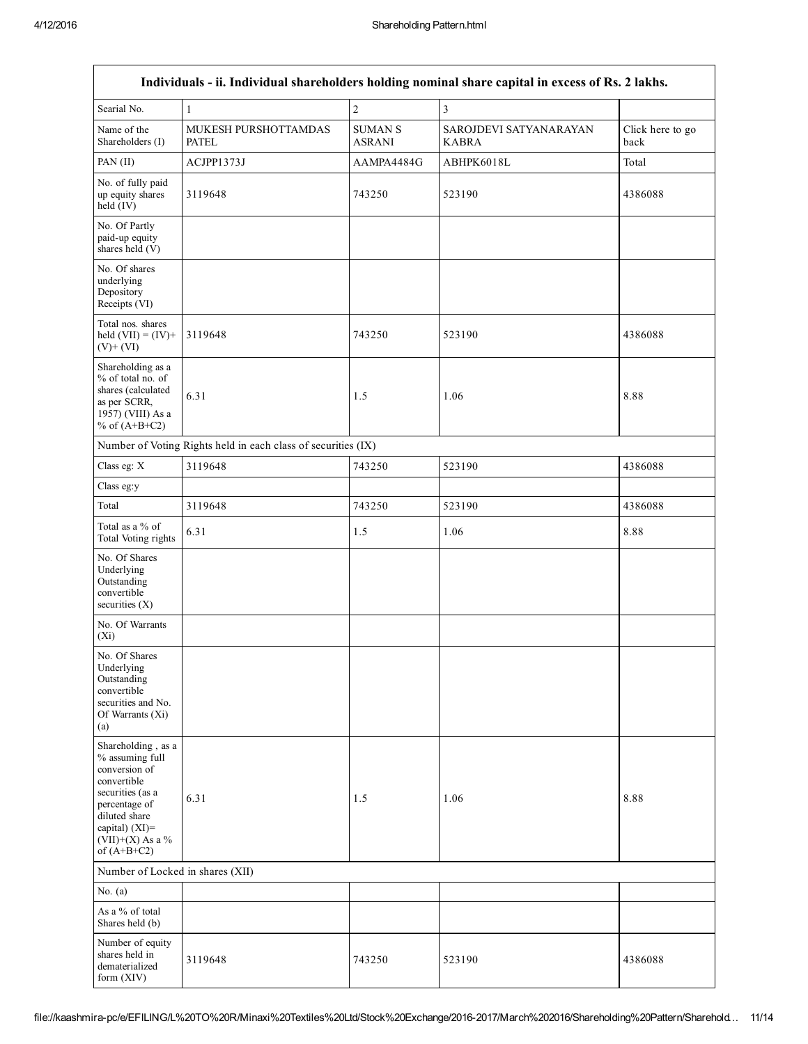| Individuals - ii. Individual shareholders holding nominal share capital in excess of Rs. 2 lakhs. | | | | |
|---|---|---|---|---|
| Searial No. | 1 | 2 | 3 | |
| Name of the Shareholders (I) | MUKESH PURSHOTTAMDAS PATEL | SUMAN S ASRANI | SAROJDEVI SATYANARAYAN KABRA | Click here to go back |
| PAN (II) | ACJPP1373J | AAMPA4484G | ABHPK6018L | Total |
| No. of fully paid up equity shares held (IV) | 3119648 | 743250 | 523190 | 4386088 |
| No. Of Partly paid-up equity shares held (V) | | | | |
| No. Of shares underlying Depository Receipts (VI) | | | | |
| Total nos. shares held (VII) = (IV)+ (V)+ (VI) | 3119648 | 743250 | 523190 | 4386088 |
| Shareholding as a % of total no. of shares (calculated as per SCRR, 1957) (VIII) As a % of (A+B+C2) | 6.31 | 1.5 | 1.06 | 8.88 |
| Number of Voting Rights held in each class of securities (IX) | | | | |
| Class eg: X | 3119648 | 743250 | 523190 | 4386088 |
| Class eg:y | | | | |
| Total | 3119648 | 743250 | 523190 | 4386088 |
| Total as a % of Total Voting rights | 6.31 | 1.5 | 1.06 | 8.88 |
| No. Of Shares Underlying Outstanding convertible securities (X) | | | | |
| No. Of Warrants (Xi) | | | | |
| No. Of Shares Underlying Outstanding convertible securities and No. Of Warrants (Xi) (a) | | | | |
| Shareholding , as a % assuming full conversion of convertible securities (as a percentage of diluted share capital) (XI)= (VII)+(X) As a % of (A+B+C2) | 6.31 | 1.5 | 1.06 | 8.88 |
| Number of Locked in shares (XII) | | | | |
| No. (a) | | | | |
| As a % of total Shares held (b) | | | | |
| Number of equity shares held in dematerialized form (XIV) | 3119648 | 743250 | 523190 | 4386088 |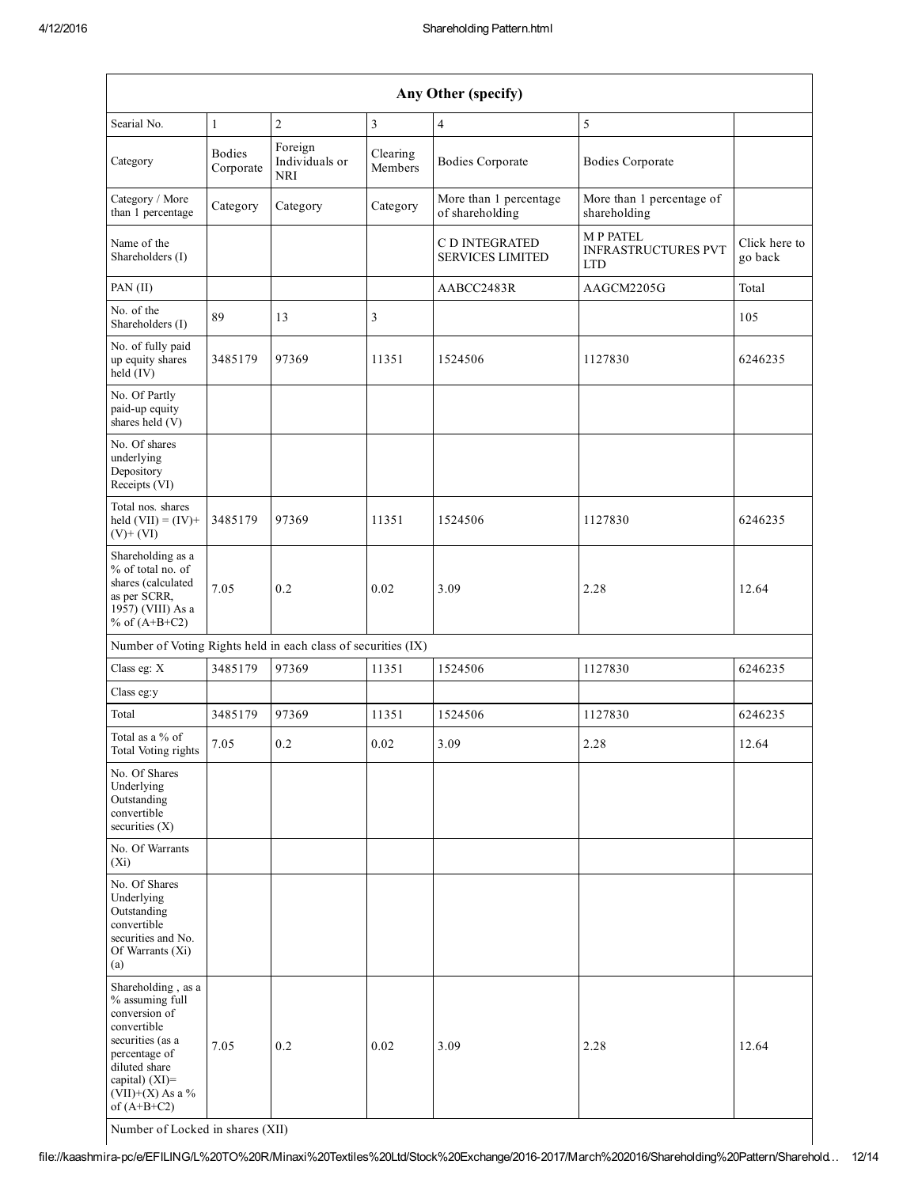| Any Other (specify) | | | | | | |
|---|---|---|---|---|---|---|
| Searial No. | 1 | 2 | 3 | 4 | 5 | |
| Category | Bodies Corporate | Foreign Individuals or NRI | Clearing Members | Bodies Corporate | Bodies Corporate | |
| Category / More than 1 percentage | Category | Category | Category | More than 1 percentage of shareholding | More than 1 percentage of shareholding | |
| Name of the Shareholders (I) | | | | C D INTEGRATED SERVICES LIMITED | M P PATEL INFRASTRUCTURES PVT LTD | Click here to go back |
| PAN (II) | | | | AABCC2483R | AAGCM2205G | Total |
| No. of the Shareholders (I) | 89 | 13 | 3 | | | 105 |
| No. of fully paid up equity shares held (IV) | 3485179 | 97369 | 11351 | 1524506 | 1127830 | 6246235 |
| No. Of Partly paid-up equity shares held (V) | | | | | | |
| No. Of shares underlying Depository Receipts (VI) | | | | | | |
| Total nos. shares held (VII) = (IV)+ (V)+ (VI) | 3485179 | 97369 | 11351 | 1524506 | 1127830 | 6246235 |
| Shareholding as a % of total no. of shares (calculated as per SCRR, 1957) (VIII) As a % of (A+B+C2) | 7.05 | 0.2 | 0.02 | 3.09 | 2.28 | 12.64 |
| Number of Voting Rights held in each class of securities (IX) | | | | | | |
| Class eg: X | 3485179 | 97369 | 11351 | 1524506 | 1127830 | 6246235 |
| Class eg:y | | | | | | |
| Total | 3485179 | 97369 | 11351 | 1524506 | 1127830 | 6246235 |
| Total as a % of Total Voting rights | 7.05 | 0.2 | 0.02 | 3.09 | 2.28 | 12.64 |
| No. Of Shares Underlying Outstanding convertible securities (X) | | | | | | |
| No. Of Warrants (Xi) | | | | | | |
| No. Of Shares Underlying Outstanding convertible securities and No. Of Warrants (Xi) (a) | | | | | | |
| Shareholding , as a % assuming full conversion of convertible securities (as a percentage of diluted share capital) (XI)= (VII)+(X) As a % of (A+B+C2) | 7.05 | 0.2 | 0.02 | 3.09 | 2.28 | 12.64 |
| Number of Locked in shares (XII) | | | | | | |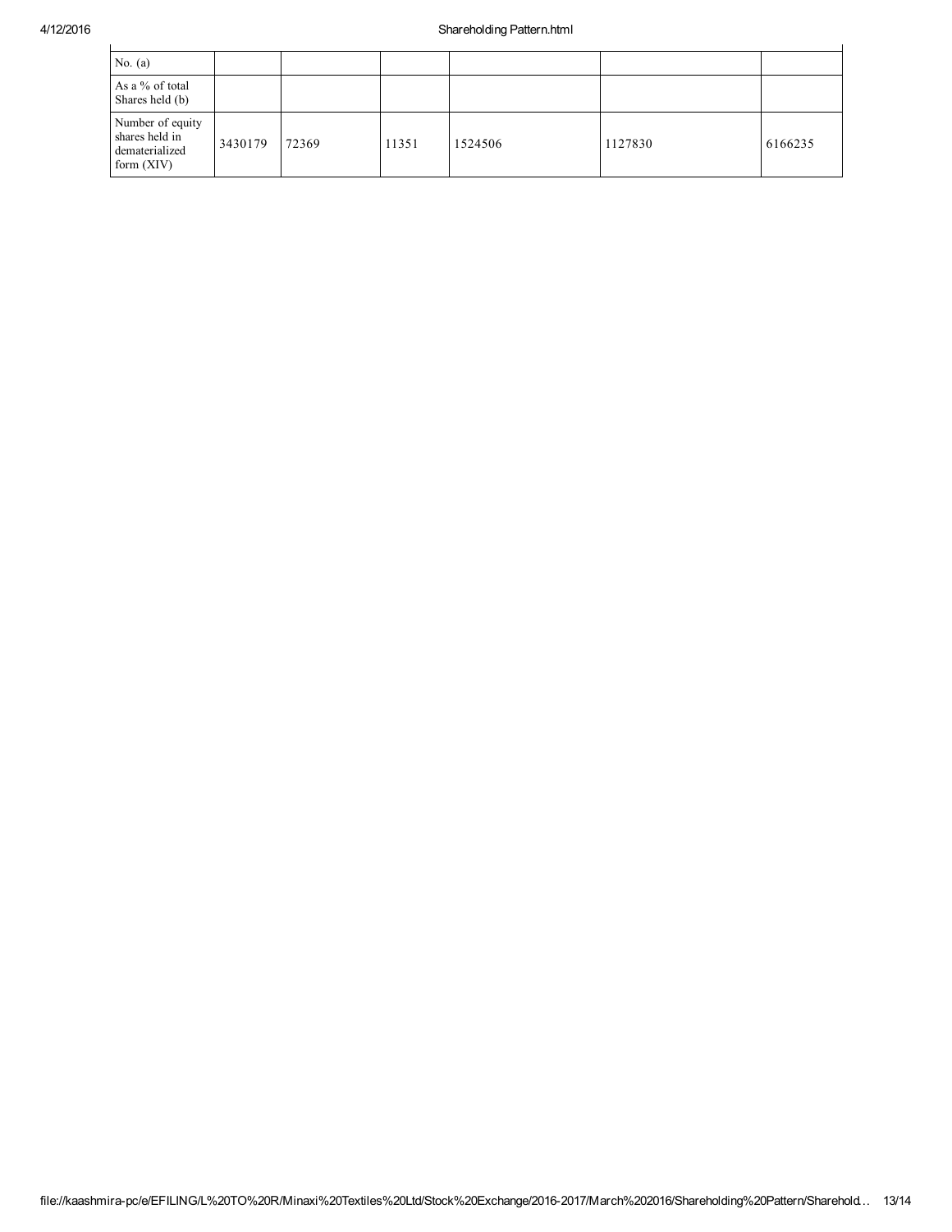| | | | | | | |
|---|---|---|---|---|---|---|
| No. (a) | | | | | | |
| As a % of total Shares held (b) | | | | | | |
| Number of equity shares held in dematerialized form (XIV) | 3430179 | 72369 | 11351 | 1524506 | 1127830 | 6166235 |